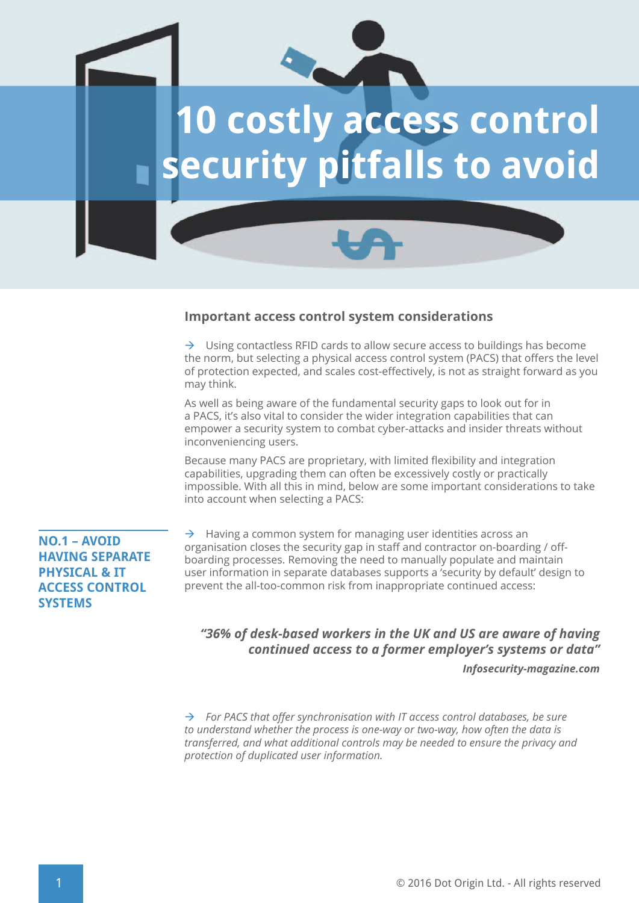# 10 costly access control security pitfalls to avoid

## Important access control system considerations

→ Using contactless RFID cards to allow secure access to buildings has become the norm, but selecting a physical access control system (PACS) that offers the level of protection expected, and scales cost-effectively, is not as straight forward as you may think.

As well as being aware of the fundamental security gaps to look out for in a PACS, it's also vital to consider the wider integration capabilities that can empower a security system to combat cyber-attacks and insider threats without inconveniencing users.

Because many PACS are proprietary, with limited flexibility and integration capabilities, upgrading them can often be excessively costly or practically impossible. With all this in mind, below are some important considerations to take into account when selecting a PACS:

## NO.1 – AVOID HAVING SEPARATE PHYSICAL & IT ACCESS CONTROL SYSTEMS

→ Having a common system for managing user identities across an organisation closes the security gap in staff and contractor on-boarding / off-boarding processes. Removing the need to manually populate and maintain user information in separate databases supports a 'security by default' design to prevent the all-too-common risk from inappropriate continued access:

> ***"36% of desk-based workers in the UK and US are aware of having continued access to a former employer's systems or data"***
>
> ***Infosecurity-magazine.com***

→ *For PACS that offer synchronisation with IT access control databases, be sure to understand whether the process is one-way or two-way, how often the data is transferred, and what additional controls may be needed to ensure the privacy and protection of duplicated user information.*

© 2016 Dot Origin Ltd. - All rights reserved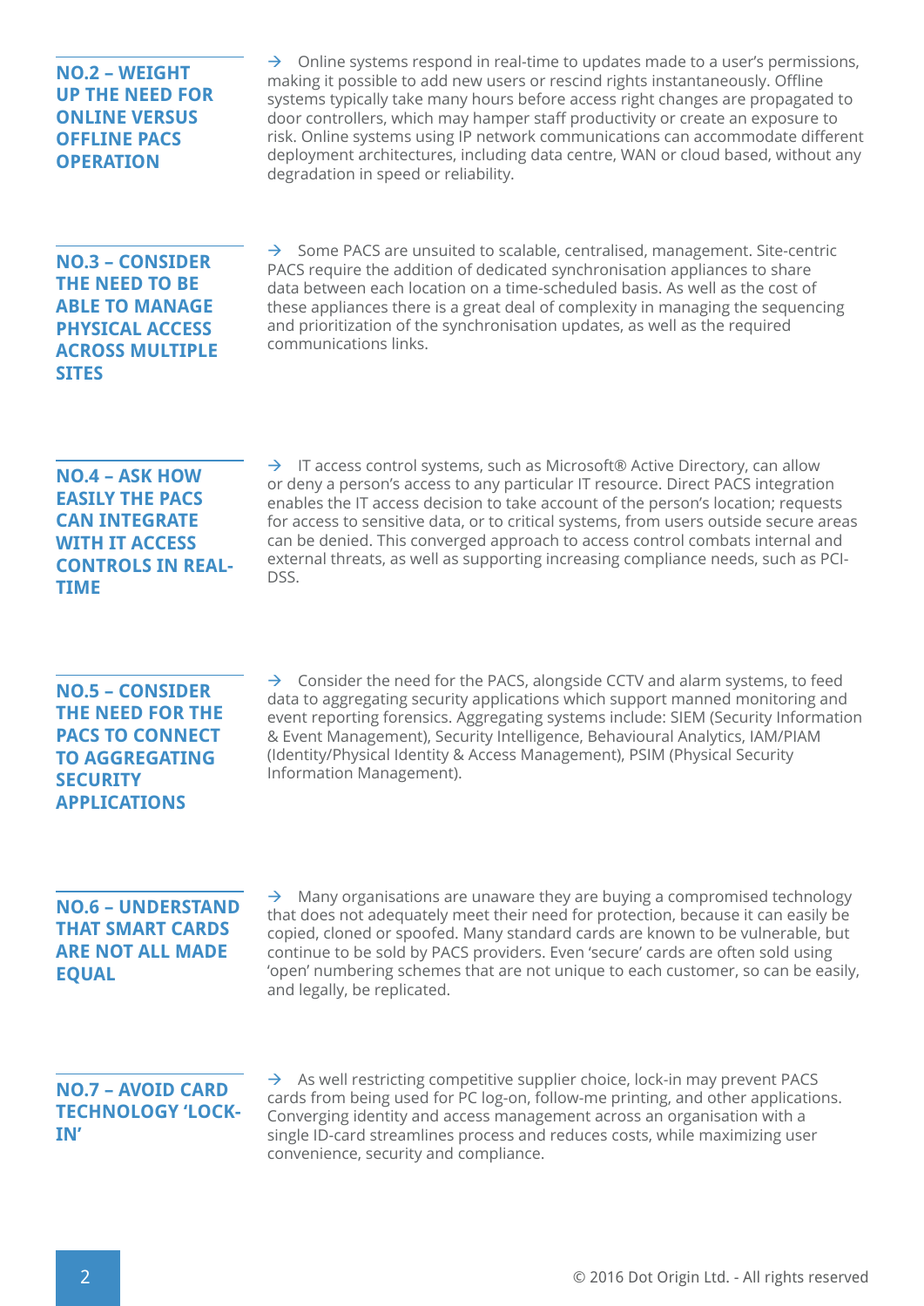## NO.2 – WEIGHT UP THE NEED FOR ONLINE VERSUS OFFLINE PACS OPERATION

→ Online systems respond in real-time to updates made to a user's permissions, making it possible to add new users or rescind rights instantaneously. Offline systems typically take many hours before access right changes are propagated to door controllers, which may hamper staff productivity or create an exposure to risk. Online systems using IP network communications can accommodate different deployment architectures, including data centre, WAN or cloud based, without any degradation in speed or reliability.

## NO.3 – CONSIDER THE NEED TO BE ABLE TO MANAGE PHYSICAL ACCESS ACROSS MULTIPLE SITES

→ Some PACS are unsuited to scalable, centralised, management. Site-centric PACS require the addition of dedicated synchronisation appliances to share data between each location on a time-scheduled basis. As well as the cost of these appliances there is a great deal of complexity in managing the sequencing and prioritization of the synchronisation updates, as well as the required communications links.

## NO.4 – ASK HOW EASILY THE PACS CAN INTEGRATE WITH IT ACCESS CONTROLS IN REAL-TIME

→ IT access control systems, such as Microsoft® Active Directory, can allow or deny a person's access to any particular IT resource. Direct PACS integration enables the IT access decision to take account of the person's location; requests for access to sensitive data, or to critical systems, from users outside secure areas can be denied. This converged approach to access control combats internal and external threats, as well as supporting increasing compliance needs, such as PCI-DSS.

## NO.5 – CONSIDER THE NEED FOR THE PACS TO CONNECT TO AGGREGATING SECURITY APPLICATIONS

→ Consider the need for the PACS, alongside CCTV and alarm systems, to feed data to aggregating security applications which support manned monitoring and event reporting forensics. Aggregating systems include: SIEM (Security Information & Event Management), Security Intelligence, Behavioural Analytics, IAM/PIAM (Identity/Physical Identity & Access Management), PSIM (Physical Security Information Management).

## NO.6 – UNDERSTAND THAT SMART CARDS ARE NOT ALL MADE EQUAL

→ Many organisations are unaware they are buying a compromised technology that does not adequately meet their need for protection, because it can easily be copied, cloned or spoofed. Many standard cards are known to be vulnerable, but continue to be sold by PACS providers. Even 'secure' cards are often sold using 'open' numbering schemes that are not unique to each customer, so can be easily, and legally, be replicated.

## NO.7 – AVOID CARD TECHNOLOGY 'LOCK-IN'

→ As well restricting competitive supplier choice, lock-in may prevent PACS cards from being used for PC log-on, follow-me printing, and other applications. Converging identity and access management across an organisation with a single ID-card streamlines process and reduces costs, while maximizing user convenience, security and compliance.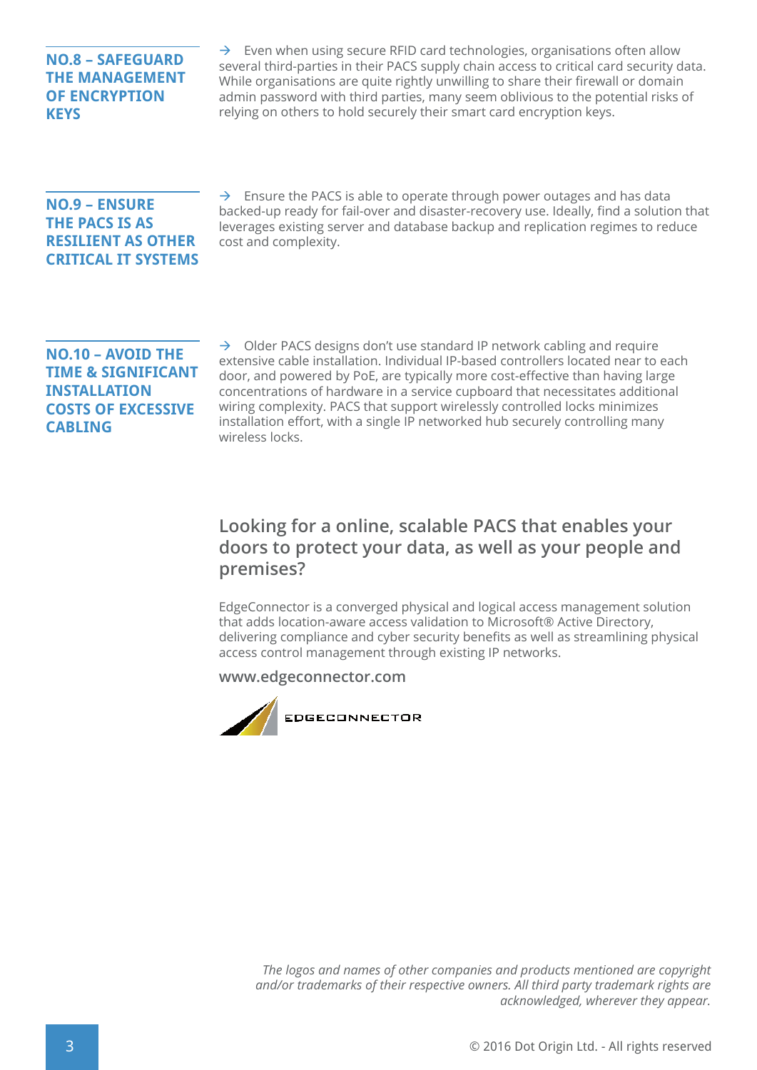## NO.8 – SAFEGUARD THE MANAGEMENT OF ENCRYPTION KEYS

→ Even when using secure RFID card technologies, organisations often allow several third-parties in their PACS supply chain access to critical card security data. While organisations are quite rightly unwilling to share their firewall or domain admin password with third parties, many seem oblivious to the potential risks of relying on others to hold securely their smart card encryption keys.

## NO.9 – ENSURE THE PACS IS AS RESILIENT AS OTHER CRITICAL IT SYSTEMS

→ Ensure the PACS is able to operate through power outages and has data backed-up ready for fail-over and disaster-recovery use. Ideally, find a solution that leverages existing server and database backup and replication regimes to reduce cost and complexity.

## NO.10 – AVOID THE TIME & SIGNIFICANT INSTALLATION COSTS OF EXCESSIVE CABLING

→ Older PACS designs don't use standard IP network cabling and require extensive cable installation. Individual IP-based controllers located near to each door, and powered by PoE, are typically more cost-effective than having large concentrations of hardware in a service cupboard that necessitates additional wiring complexity. PACS that support wirelessly controlled locks minimizes installation effort, with a single IP networked hub securely controlling many wireless locks.

### Looking for a online, scalable PACS that enables your doors to protect your data, as well as your people and premises?

EdgeConnector is a converged physical and logical access management solution that adds location-aware access validation to Microsoft® Active Directory, delivering compliance and cyber security benefits as well as streamlining physical access control management through existing IP networks.

**www.edgeconnector.com**

EDGECONNECTOR

*The logos and names of other companies and products mentioned are copyright and/or trademarks of their respective owners. All third party trademark rights are acknowledged, wherever they appear.*

© 2016 Dot Origin Ltd. - All rights reserved